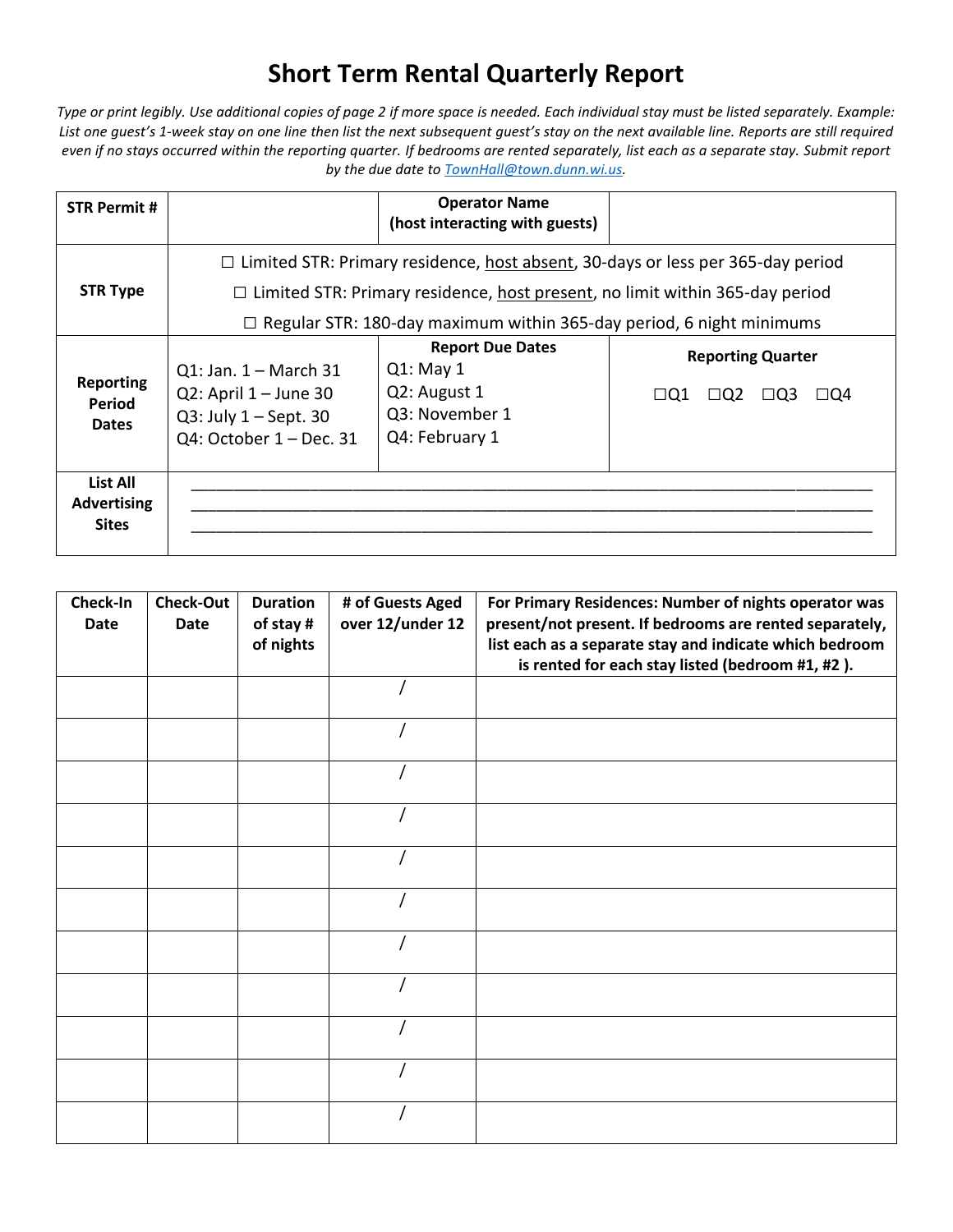# Short Term Rental Quarterly Report

*Type or print legibly. Use additional copies of page 2 if more space is needed. Each individual stay must be listed separately. Example: List one guest's 1-week stay on one line then list the next subsequent guest's stay on the next available line. Reports are still required even if no stays occurred within the reporting quarter. If bedrooms are rented separately, list each as a separate stay. Submit report by the due date to [TownHall@town.dunn.wi.us](mailto:TownHall@town.dunn.wi.us).*

| **STR Permit #** | | **Operator Name (host interacting with guests)** | |
|---|---|---|---|
| **STR Type** | ☐ Limited STR: Primary residence, <u>host absent</u>, 30-days or less per 365-day period<br>☐ Limited STR: Primary residence, <u>host present</u>, no limit within 365-day period<br>☐ Regular STR: 180-day maximum within 365-day period, 6 night minimums | | |
| **Reporting Period Dates** | Q1: Jan. 1 – March 31<br>Q2: April 1 – June 30<br>Q3: July 1 – Sept. 30<br>Q4: October 1 – Dec. 31 | **Report Due Dates**<br>Q1: May 1<br>Q2: August 1<br>Q3: November 1<br>Q4: February 1 | **Reporting Quarter**<br>☐Q1 ☐Q2 ☐Q3 ☐Q4 |
| **List All Advertising Sites** | ____________________________________________<br>____________________________________________<br>____________________________________________ | | |

| Check-In Date | Check-Out Date | Duration of stay # of nights | # of Guests Aged over 12/under 12 | For Primary Residences: Number of nights operator was present/not present. If bedrooms are rented separately, list each as a separate stay and indicate which bedroom is rented for each stay listed (bedroom #1, #2 ). |
|---|---|---|---|---|
| | | | / | |
| | | | / | |
| | | | / | |
| | | | / | |
| | | | / | |
| | | | / | |
| | | | / | |
| | | | / | |
| | | | / | |
| | | | / | |
| | | | / | |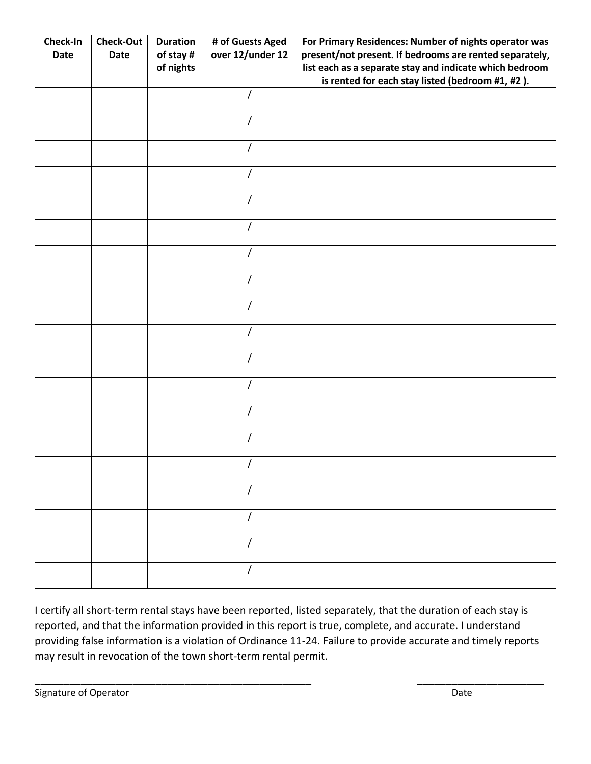| Check-In Date | Check-Out Date | Duration of stay # of nights | # of Guests Aged over 12/under 12 | For Primary Residences: Number of nights operator was present/not present. If bedrooms are rented separately, list each as a separate stay and indicate which bedroom is rented for each stay listed (bedroom #1, #2 ). |
|---|---|---|---|---|
| | | | / | |
| | | | / | |
| | | | / | |
| | | | / | |
| | | | / | |
| | | | / | |
| | | | / | |
| | | | / | |
| | | | / | |
| | | | / | |
| | | | / | |
| | | | / | |
| | | | / | |
| | | | / | |
| | | | / | |
| | | | / | |
| | | | / | |
| | | | / | |
| | | | / | |

I certify all short-term rental stays have been reported, listed separately, that the duration of each stay is reported, and that the information provided in this report is true, complete, and accurate. I understand providing false information is a violation of Ordinance 11-24. Failure to provide accurate and timely reports may result in revocation of the town short-term rental permit.

\_\_\_\_\_\_\_\_\_\_\_\_\_\_\_\_\_\_\_\_\_\_\_\_\_\_\_\_\_\_\_\_\_\_\_\_\_\_\_\_\_\_\_\_\_\_\_\_\_\_ \_\_\_\_\_\_\_\_\_\_\_\_\_\_\_\_\_\_\_\_\_\_\_

Signature of Operator Date